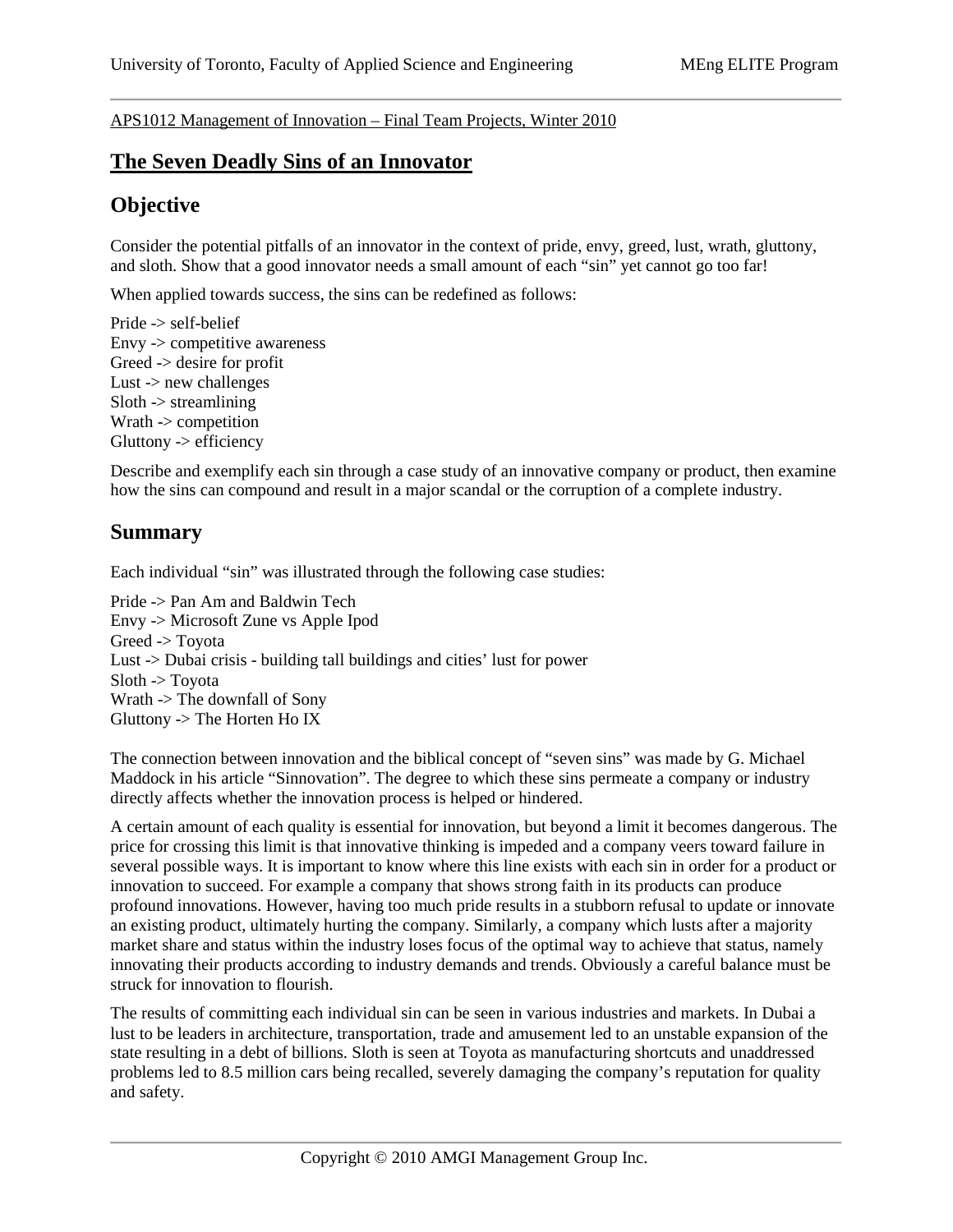APS1012 Management of Innovation – Final Team Projects, Winter 2010

# The Seven Deadly Sins of an Innovator

## Objective

Consider the potential pitfalls of an innovator in the context of pride, envy, greed, lust, wrath, gluttony, and sloth. Show that a good innovator needs a small amount of each "sin" yet cannot go too far!

When applied towards success, the sins can be redefined as follows:

Pride -> self-belief
Envy -> competitive awareness
Greed -> desire for profit
Lust -> new challenges
Sloth -> streamlining
Wrath -> competition
Gluttony -> efficiency

Describe and exemplify each sin through a case study of an innovative company or product, then examine how the sins can compound and result in a major scandal or the corruption of a complete industry.

## Summary

Each individual "sin" was illustrated through the following case studies:

Pride -> Pan Am and Baldwin Tech
Envy -> Microsoft Zune vs Apple Ipod
Greed -> Toyota
Lust -> Dubai crisis - building tall buildings and cities' lust for power
Sloth -> Toyota
Wrath -> The downfall of Sony
Gluttony -> The Horten Ho IX

The connection between innovation and the biblical concept of "seven sins" was made by G. Michael Maddock in his article "Sinnovation". The degree to which these sins permeate a company or industry directly affects whether the innovation process is helped or hindered.

A certain amount of each quality is essential for innovation, but beyond a limit it becomes dangerous. The price for crossing this limit is that innovative thinking is impeded and a company veers toward failure in several possible ways. It is important to know where this line exists with each sin in order for a product or innovation to succeed. For example a company that shows strong faith in its products can produce profound innovations. However, having too much pride results in a stubborn refusal to update or innovate an existing product, ultimately hurting the company. Similarly, a company which lusts after a majority market share and status within the industry loses focus of the optimal way to achieve that status, namely innovating their products according to industry demands and trends. Obviously a careful balance must be struck for innovation to flourish.

The results of committing each individual sin can be seen in various industries and markets. In Dubai a lust to be leaders in architecture, transportation, trade and amusement led to an unstable expansion of the state resulting in a debt of billions. Sloth is seen at Toyota as manufacturing shortcuts and unaddressed problems led to 8.5 million cars being recalled, severely damaging the company's reputation for quality and safety.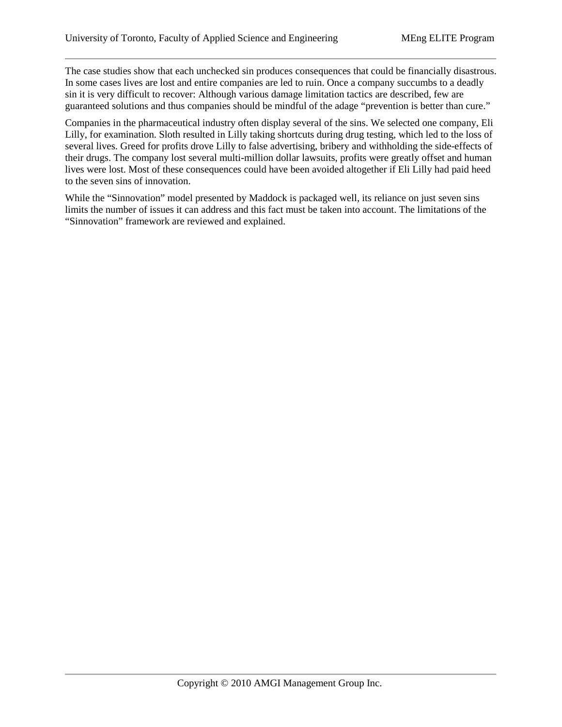The case studies show that each unchecked sin produces consequences that could be financially disastrous. In some cases lives are lost and entire companies are led to ruin. Once a company succumbs to a deadly sin it is very difficult to recover: Although various damage limitation tactics are described, few are guaranteed solutions and thus companies should be mindful of the adage "prevention is better than cure."

Companies in the pharmaceutical industry often display several of the sins. We selected one company, Eli Lilly, for examination. Sloth resulted in Lilly taking shortcuts during drug testing, which led to the loss of several lives. Greed for profits drove Lilly to false advertising, bribery and withholding the side-effects of their drugs. The company lost several multi-million dollar lawsuits, profits were greatly offset and human lives were lost. Most of these consequences could have been avoided altogether if Eli Lilly had paid heed to the seven sins of innovation.

While the "Sinnovation" model presented by Maddock is packaged well, its reliance on just seven sins limits the number of issues it can address and this fact must be taken into account. The limitations of the "Sinnovation" framework are reviewed and explained.